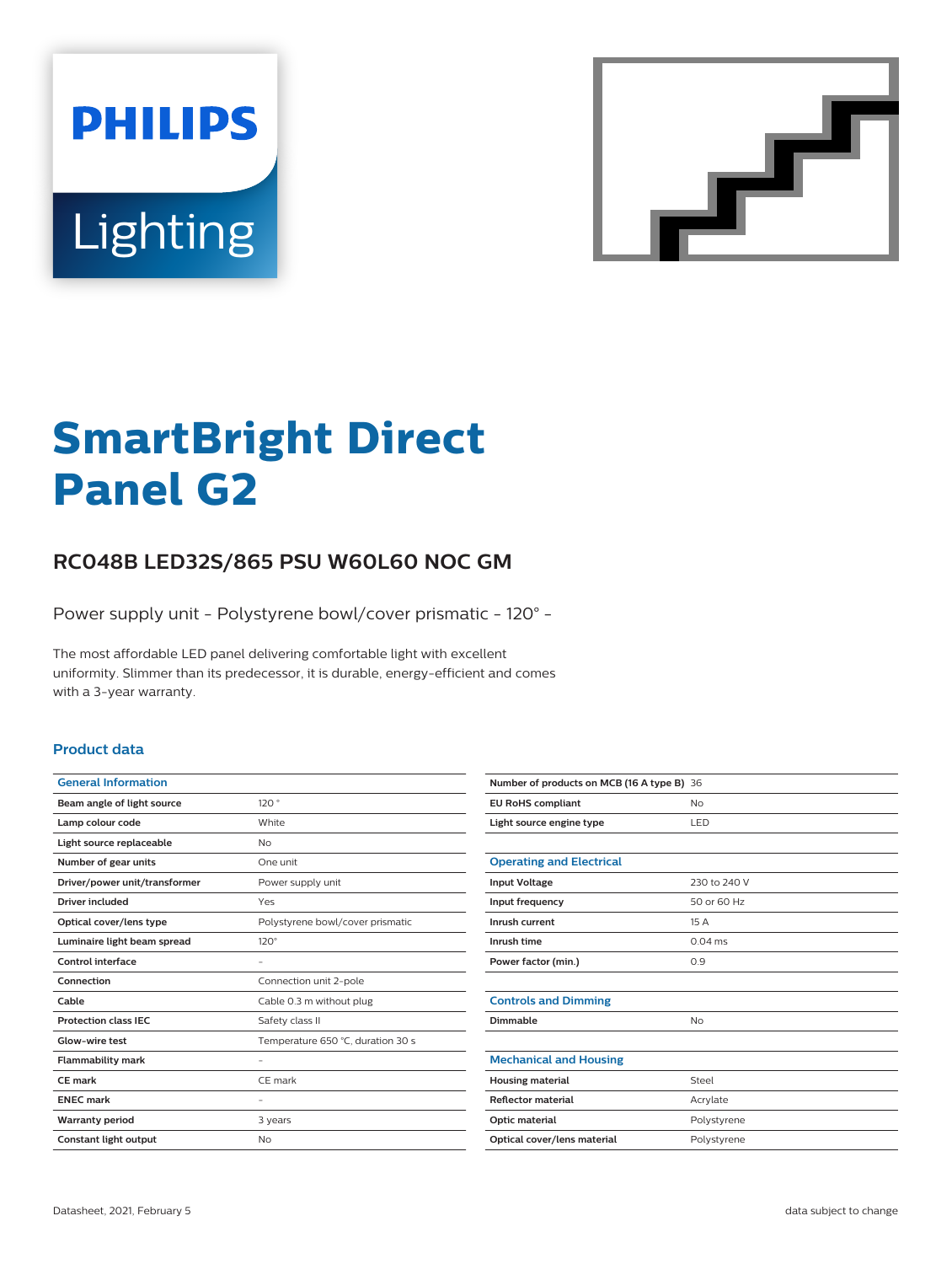PHILIPS

Lighting

# SmartBright Direct Panel G2

## RC048B LED32S/865 PSU W60L60 NOC GM

Power supply unit - Polystyrene bowl/cover prismatic - 120° -

The most affordable LED panel delivering comfortable light with excellent uniformity. Slimmer than its predecessor, it is durable, energy-efficient and comes with a 3-year warranty.

### Product data

| General Information | |
|---|---|
| Beam angle of light source | 120 ° |
| Lamp colour code | White |
| Light source replaceable | No |
| Number of gear units | One unit |
| Driver/power unit/transformer | Power supply unit |
| Driver included | Yes |
| Optical cover/lens type | Polystyrene bowl/cover prismatic |
| Luminaire light beam spread | 120° |
| Control interface | - |
| Connection | Connection unit 2-pole |
| Cable | Cable 0.3 m without plug |
| Protection class IEC | Safety class II |
| Glow-wire test | Temperature 650 °C, duration 30 s |
| Flammability mark | - |
| CE mark | CE mark |
| ENEC mark | - |
| Warranty period | 3 years |
| Constant light output | No |
| Number of products on MCB (16 A type B) | 36 |
| EU RoHS compliant | No |
| Light source engine type | LED |

| Operating and Electrical | |
|---|---|
| Input Voltage | 230 to 240 V |
| Input frequency | 50 or 60 Hz |
| Inrush current | 15 A |
| Inrush time | 0.04 ms |
| Power factor (min.) | 0.9 |

| Controls and Dimming | |
|---|---|
| Dimmable | No |

| Mechanical and Housing | |
|---|---|
| Housing material | Steel |
| Reflector material | Acrylate |
| Optic material | Polystyrene |
| Optical cover/lens material | Polystyrene |

Datasheet, 2021, February 5

data subject to change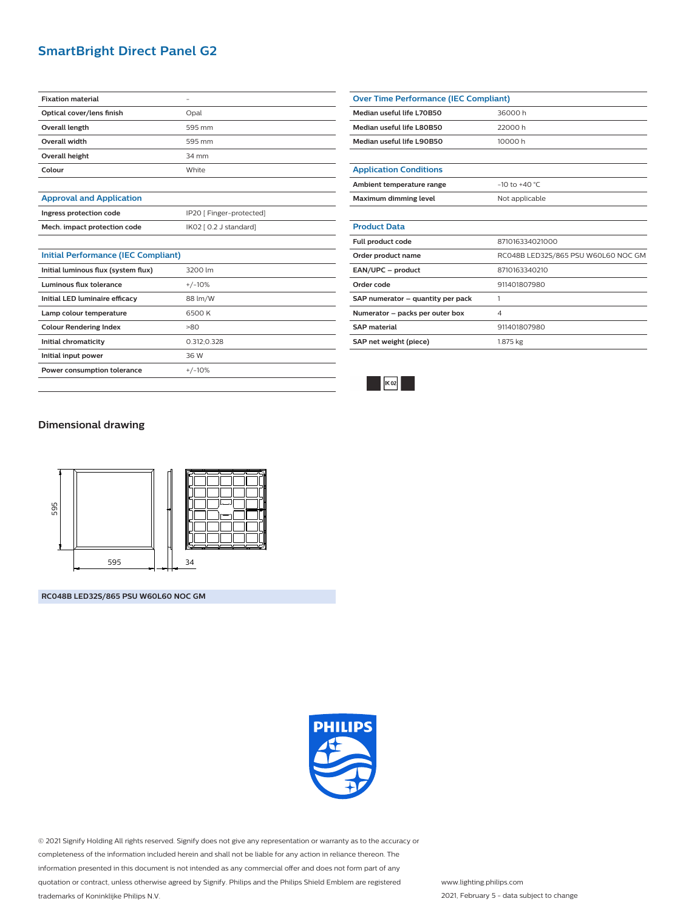# SmartBright Direct Panel G2

| | |
|---|---|
| Fixation material | - |
| Optical cover/lens finish | Opal |
| Overall length | 595 mm |
| Overall width | 595 mm |
| Overall height | 34 mm |
| Colour | White |

## Approval and Application

| | |
|---|---|
| Ingress protection code | IP20 [ Finger-protected] |
| Mech. impact protection code | IK02 [ 0.2 J standard] |

## Initial Performance (IEC Compliant)

| | |
|---|---|
| Initial luminous flux (system flux) | 3200 lm |
| Luminous flux tolerance | +/-10% |
| Initial LED luminaire efficacy | 88 lm/W |
| Lamp colour temperature | 6500 K |
| Colour Rendering Index | >80 |
| Initial chromaticity | 0.312;0.328 |
| Initial input power | 36 W |
| Power consumption tolerance | +/-10% |

## Over Time Performance (IEC Compliant)

| | |
|---|---|
| Median useful life L70B50 | 36000 h |
| Median useful life L80B50 | 22000 h |
| Median useful life L90B50 | 10000 h |

## Application Conditions

| | |
|---|---|
| Ambient temperature range | -10 to +40 °C |
| Maximum dimming level | Not applicable |

## Product Data

| | |
|---|---|
| Full product code | 871016334021000 |
| Order product name | RC048B LED32S/865 PSU W60L60 NOC GM |
| EAN/UPC – product | 8710163340210 |
| Order code | 911401807980 |
| SAP numerator – quantity per pack | 1 |
| Numerator – packs per outer box | 4 |
| SAP material | 911401807980 |
| SAP net weight (piece) | 1.875 kg |

IK02

## Dimensional drawing

595

595

34

**RC048B LED32S/865 PSU W60L60 NOC GM**

PHILIPS

© 2021 Signify Holding All rights reserved. Signify does not give any representation or warranty as to the accuracy or completeness of the information included herein and shall not be liable for any action in reliance thereon. The information presented in this document is not intended as any commercial offer and does not form part of any quotation or contract, unless otherwise agreed by Signify. Philips and the Philips Shield Emblem are registered trademarks of Koninklijke Philips N.V.

www.lighting.philips.com

2021, February 5 - data subject to change